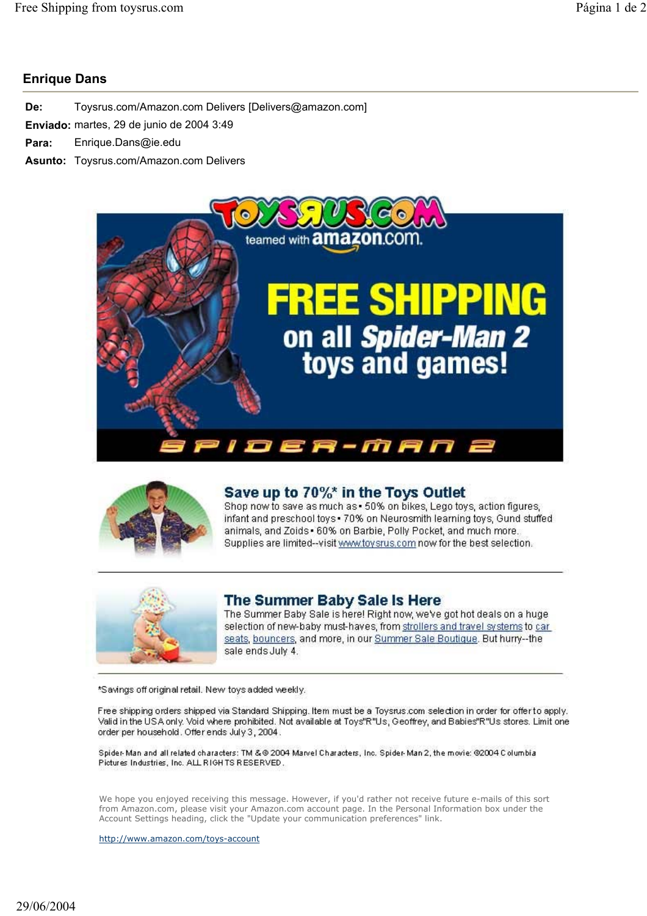## Enrique Dans

**De:** Toysrus.com/Amazon.com Delivers [Delivers@amazon.com]

**Enviado:** martes, 29 de junio de 2004 3:49

**Para:** Enrique.Dans@ie.edu

**Asunto:** Toysrus.com/Amazon.com Delivers

TOYSRUS.COM teamed with amazon.com.

# FREE SHIPPING

## on all *Spider-Man 2* toys and games!

SPIDER-MAN 2

### Save up to 70%* in the Toys Outlet

Shop now to save as much as • 50% on bikes, Lego toys, action figures, infant and preschool toys • 70% on Neurosmith learning toys, Gund stuffed animals, and Zoids • 60% on Barbie, Polly Pocket, and much more. Supplies are limited--visit www.toysrus.com now for the best selection.

---

### The Summer Baby Sale Is Here

The Summer Baby Sale is here! Right now, we've got hot deals on a huge selection of new-baby must-haves, from strollers and travel systems to car seats, bouncers, and more, in our Summer Sale Boutique. But hurry--the sale ends July 4.

---

*Savings off original retail. New toys added weekly.

Free shipping orders shipped via Standard Shipping. Item must be a Toysrus.com selection in order for offer to apply. Valid in the USA only. Void where prohibited. Not available at Toys"R"Us, Geoffrey, and Babies"R"Us stores. Limit one order per household. Offer ends July 3, 2004.

Spider-Man and all related characters: TM & © 2004 Marvel Characters, Inc. Spider-Man 2, the movie: ©2004 Columbia Pictures Industries, Inc. ALL RIGHTS RESERVED.

We hope you enjoyed receiving this message. However, if you'd rather not receive future e-mails of this sort from Amazon.com, please visit your Amazon.com account page. In the Personal Information box under the Account Settings heading, click the "Update your communication preferences" link.

http://www.amazon.com/toys-account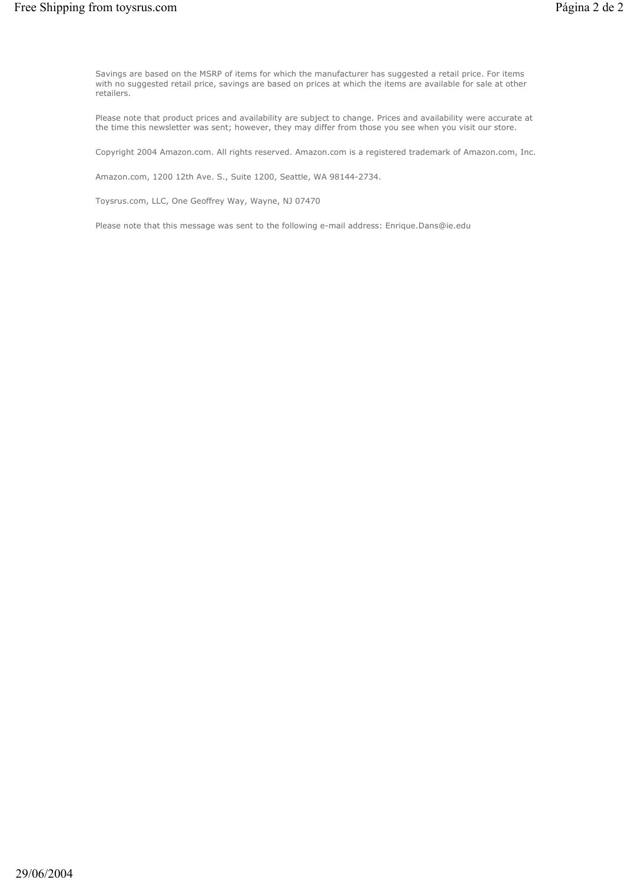Savings are based on the MSRP of items for which the manufacturer has suggested a retail price. For items with no suggested retail price, savings are based on prices at which the items are available for sale at other retailers.

Please note that product prices and availability are subject to change. Prices and availability were accurate at the time this newsletter was sent; however, they may differ from those you see when you visit our store.

Copyright 2004 Amazon.com. All rights reserved. Amazon.com is a registered trademark of Amazon.com, Inc.

Amazon.com, 1200 12th Ave. S., Suite 1200, Seattle, WA 98144-2734.

Toysrus.com, LLC, One Geoffrey Way, Wayne, NJ 07470

Please note that this message was sent to the following e-mail address: Enrique.Dans@ie.edu